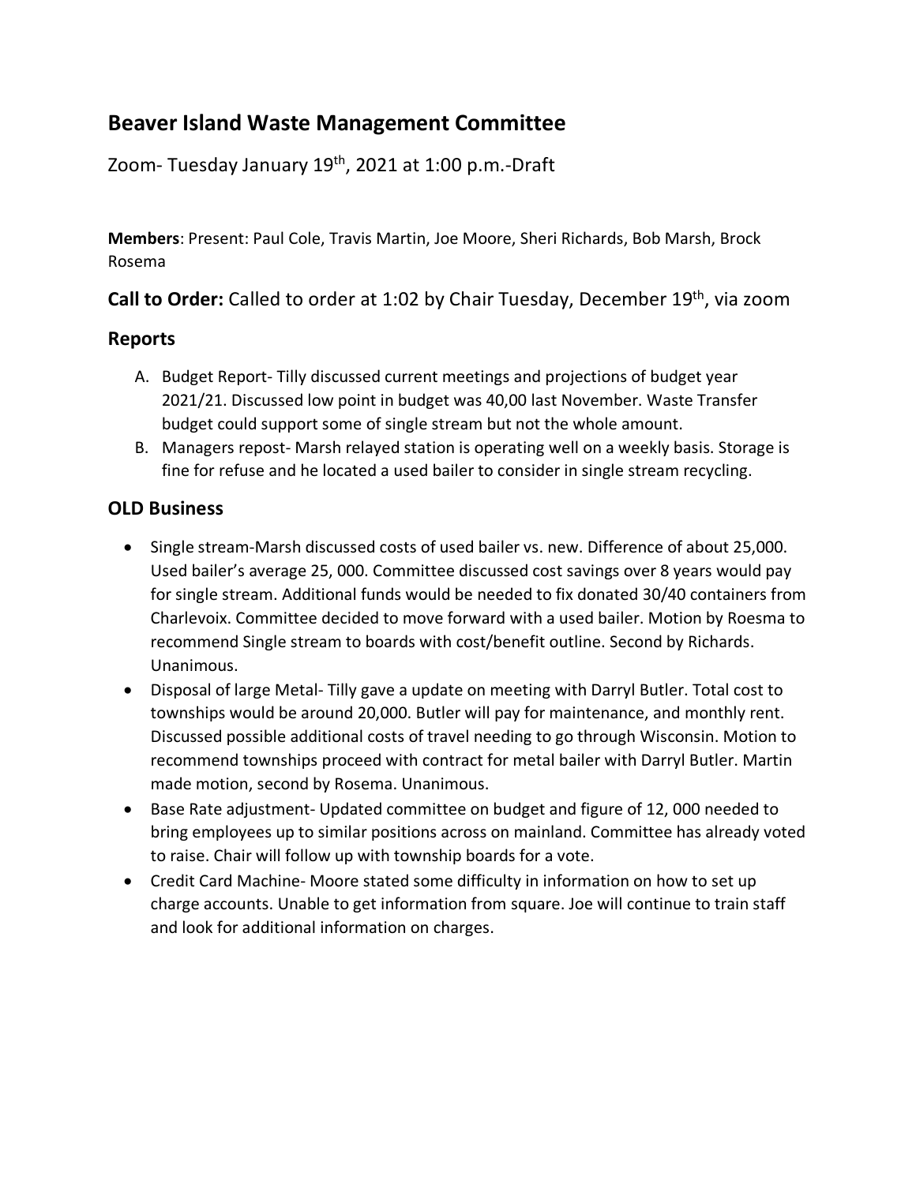# Beaver Island Waste Management Committee

Zoom- Tuesday January 19th, 2021 at 1:00 p.m.-Draft

**Members**: Present: Paul Cole, Travis Martin, Joe Moore, Sheri Richards, Bob Marsh, Brock Rosema

**Call to Order:** Called to order at 1:02 by Chair Tuesday, December 19th, via zoom

## Reports

A. Budget Report- Tilly discussed current meetings and projections of budget year 2021/21. Discussed low point in budget was 40,00 last November. Waste Transfer budget could support some of single stream but not the whole amount.
B. Managers repost- Marsh relayed station is operating well on a weekly basis. Storage is fine for refuse and he located a used bailer to consider in single stream recycling.

## OLD Business

- Single stream-Marsh discussed costs of used bailer vs. new. Difference of about 25,000. Used bailer's average 25, 000. Committee discussed cost savings over 8 years would pay for single stream. Additional funds would be needed to fix donated 30/40 containers from Charlevoix. Committee decided to move forward with a used bailer. Motion by Roesma to recommend Single stream to boards with cost/benefit outline. Second by Richards. Unanimous.
- Disposal of large Metal- Tilly gave a update on meeting with Darryl Butler. Total cost to townships would be around 20,000. Butler will pay for maintenance, and monthly rent. Discussed possible additional costs of travel needing to go through Wisconsin. Motion to recommend townships proceed with contract for metal bailer with Darryl Butler. Martin made motion, second by Rosema. Unanimous.
- Base Rate adjustment- Updated committee on budget and figure of 12, 000 needed to bring employees up to similar positions across on mainland. Committee has already voted to raise. Chair will follow up with township boards for a vote.
- Credit Card Machine- Moore stated some difficulty in information on how to set up charge accounts. Unable to get information from square. Joe will continue to train staff and look for additional information on charges.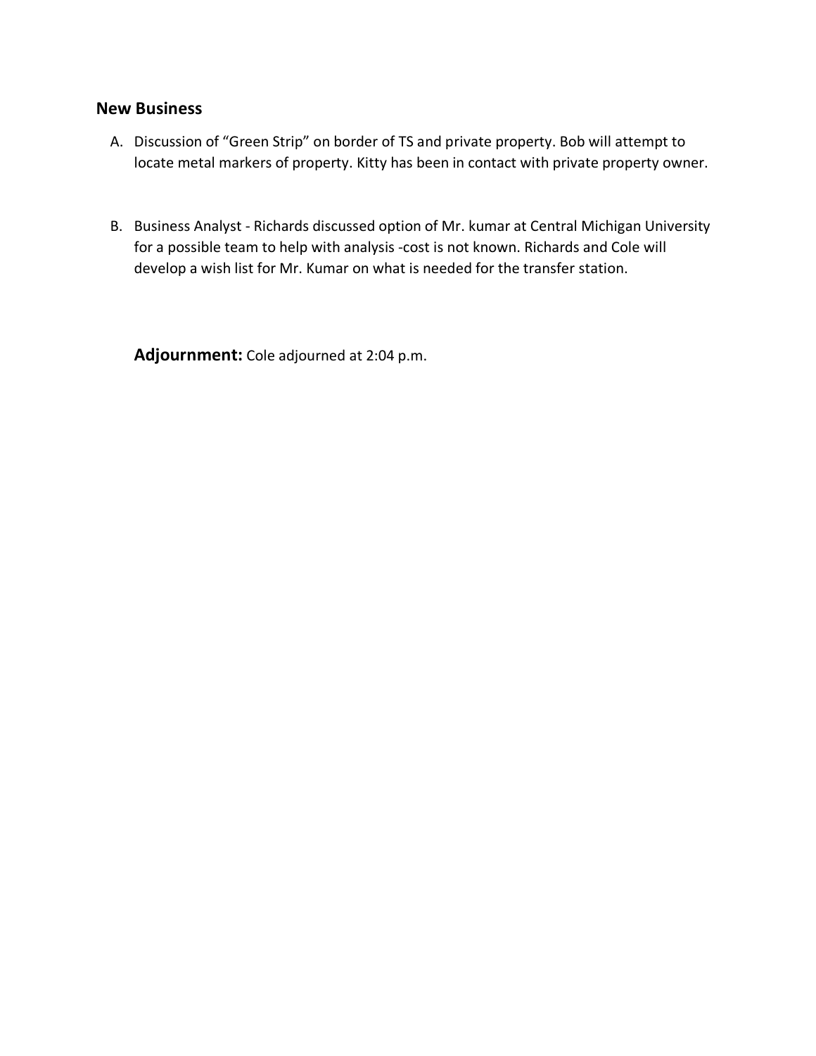## New Business

A. Discussion of "Green Strip" on border of TS and private property. Bob will attempt to locate metal markers of property. Kitty has been in contact with private property owner.

B. Business Analyst - Richards discussed option of Mr. kumar at Central Michigan University for a possible team to help with analysis -cost is not known. Richards and Cole will develop a wish list for Mr. Kumar on what is needed for the transfer station.

**Adjournment:** Cole adjourned at 2:04 p.m.